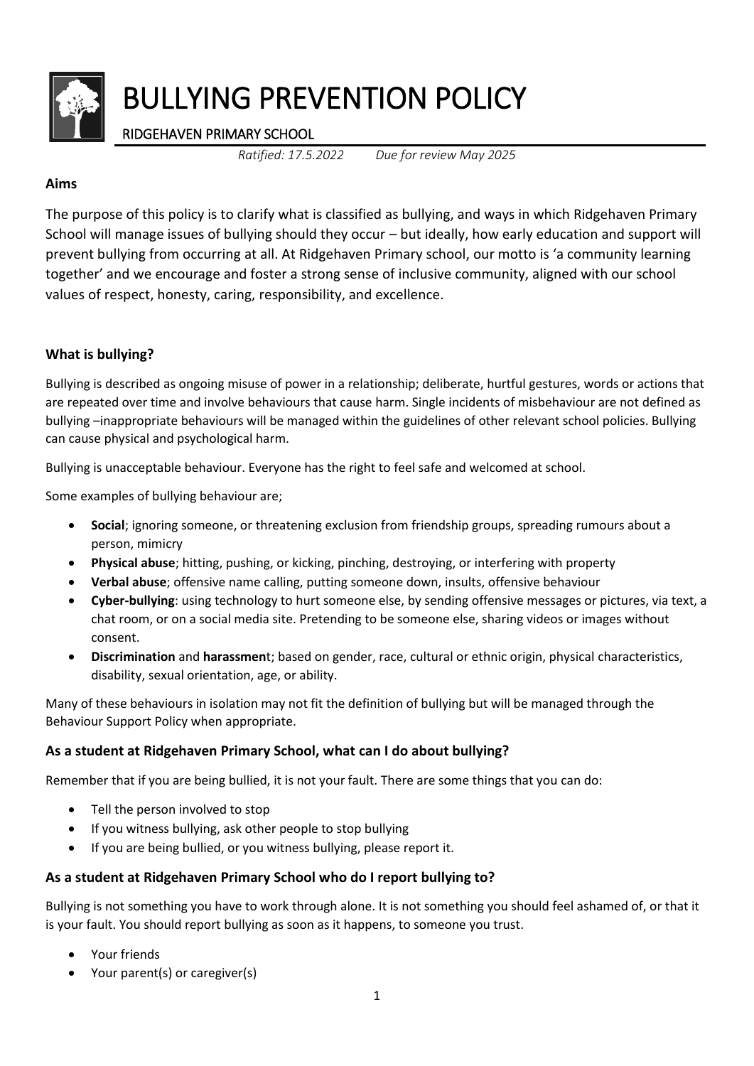# BULLYING PREVENTION POLICY

RIDGEHAVEN PRIMARY SCHOOL

*Ratified: 17.5.2022* *Due for review May 2025*

**Aims**

The purpose of this policy is to clarify what is classified as bullying, and ways in which Ridgehaven Primary School will manage issues of bullying should they occur – but ideally, how early education and support will prevent bullying from occurring at all. At Ridgehaven Primary school, our motto is 'a community learning together' and we encourage and foster a strong sense of inclusive community, aligned with our school values of respect, honesty, caring, responsibility, and excellence.

**What is bullying?**

Bullying is described as ongoing misuse of power in a relationship; deliberate, hurtful gestures, words or actions that are repeated over time and involve behaviours that cause harm. Single incidents of misbehaviour are not defined as bullying –inappropriate behaviours will be managed within the guidelines of other relevant school policies. Bullying can cause physical and psychological harm.

Bullying is unacceptable behaviour. Everyone has the right to feel safe and welcomed at school.

Some examples of bullying behaviour are;

- **Social**; ignoring someone, or threatening exclusion from friendship groups, spreading rumours about a person, mimicry
- **Physical abuse**; hitting, pushing, or kicking, pinching, destroying, or interfering with property
- **Verbal abuse**; offensive name calling, putting someone down, insults, offensive behaviour
- **Cyber-bullying**: using technology to hurt someone else, by sending offensive messages or pictures, via text, a chat room, or on a social media site. Pretending to be someone else, sharing videos or images without consent.
- **Discrimination** and **harassmen**t; based on gender, race, cultural or ethnic origin, physical characteristics, disability, sexual orientation, age, or ability.

Many of these behaviours in isolation may not fit the definition of bullying but will be managed through the Behaviour Support Policy when appropriate.

### As a student at Ridgehaven Primary School, what can I do about bullying?

Remember that if you are being bullied, it is not your fault. There are some things that you can do:

- Tell the person involved to stop
- If you witness bullying, ask other people to stop bullying
- If you are being bullied, or you witness bullying, please report it.

### As a student at Ridgehaven Primary School who do I report bullying to?

Bullying is not something you have to work through alone. It is not something you should feel ashamed of, or that it is your fault. You should report bullying as soon as it happens, to someone you trust.

- Your friends
- Your parent(s) or caregiver(s)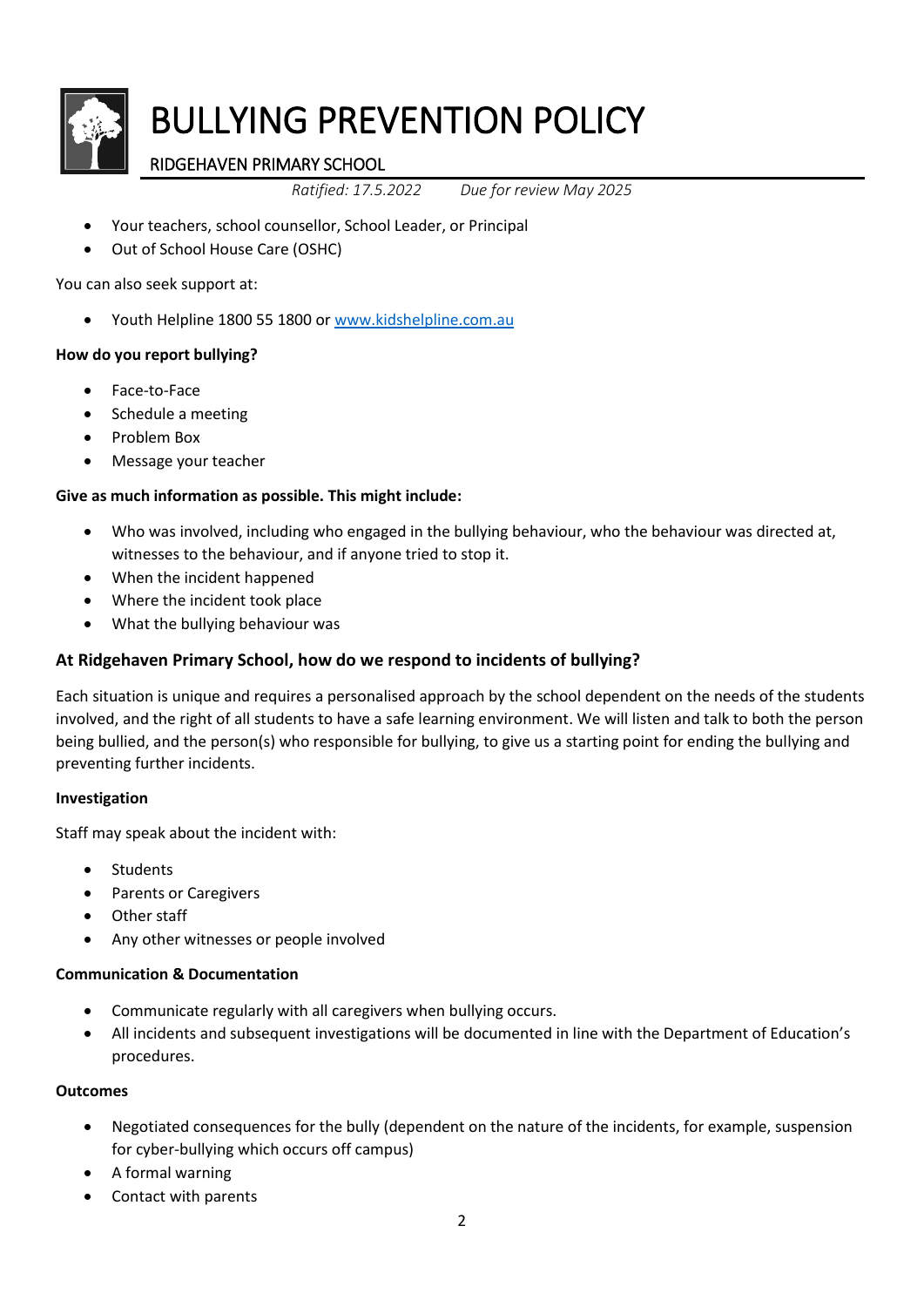- Your teachers, school counsellor, School Leader, or Principal
- Out of School House Care (OSHC)

You can also seek support at:

- Youth Helpline 1800 55 1800 or [www.kidshelpline.com.au](www.kidshelpline.com.au)

**How do you report bullying?**

- Face-to-Face
- Schedule a meeting
- Problem Box
- Message your teacher

**Give as much information as possible. This might include:**

- Who was involved, including who engaged in the bullying behaviour, who the behaviour was directed at, witnesses to the behaviour, and if anyone tried to stop it.
- When the incident happened
- Where the incident took place
- What the bullying behaviour was

## At Ridgehaven Primary School, how do we respond to incidents of bullying?

Each situation is unique and requires a personalised approach by the school dependent on the needs of the students involved, and the right of all students to have a safe learning environment. We will listen and talk to both the person being bullied, and the person(s) who responsible for bullying, to give us a starting point for ending the bullying and preventing further incidents.

**Investigation**

Staff may speak about the incident with:

- Students
- Parents or Caregivers
- Other staff
- Any other witnesses or people involved

**Communication & Documentation**

- Communicate regularly with all caregivers when bullying occurs.
- All incidents and subsequent investigations will be documented in line with the Department of Education's procedures.

**Outcomes**

- Negotiated consequences for the bully (dependent on the nature of the incidents, for example, suspension for cyber-bullying which occurs off campus)
- A formal warning
- Contact with parents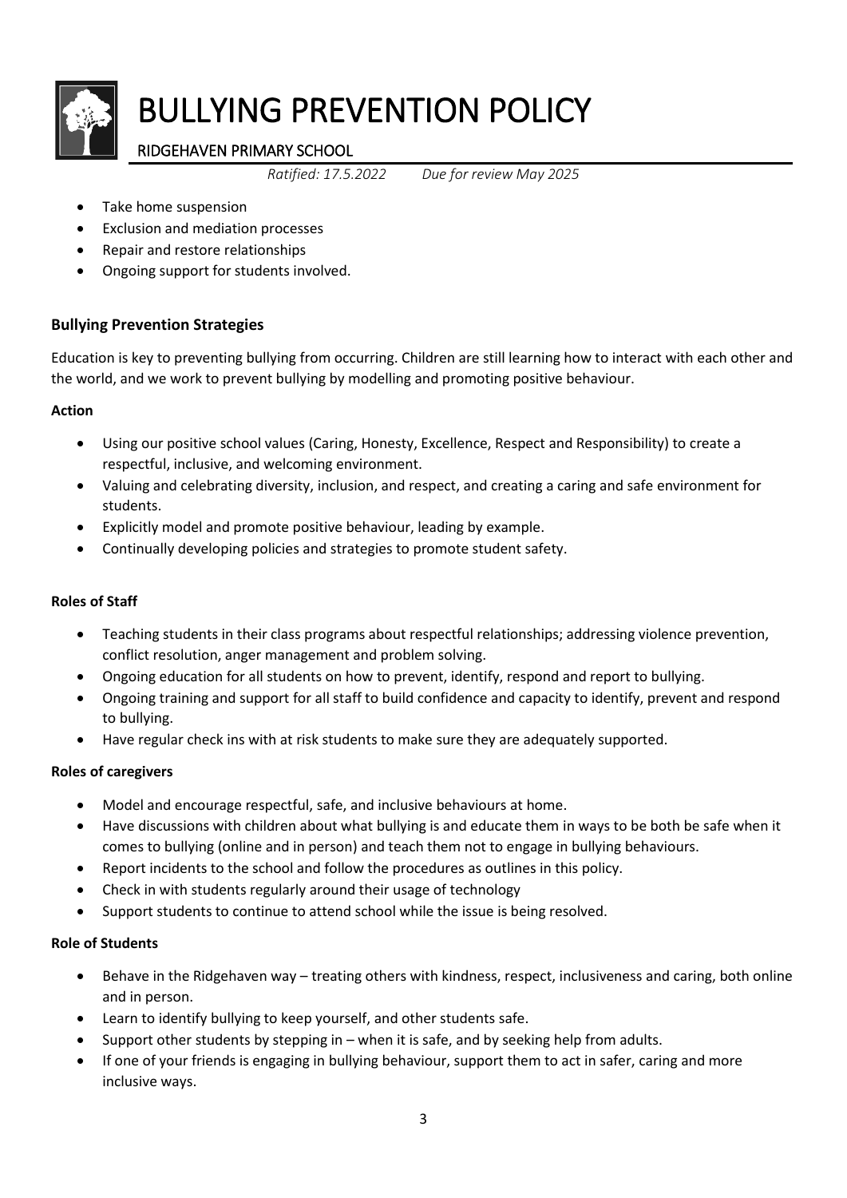- Take home suspension
- Exclusion and mediation processes
- Repair and restore relationships
- Ongoing support for students involved.

### Bullying Prevention Strategies

Education is key to preventing bullying from occurring. Children are still learning how to interact with each other and the world, and we work to prevent bullying by modelling and promoting positive behaviour.

**Action**

- Using our positive school values (Caring, Honesty, Excellence, Respect and Responsibility) to create a respectful, inclusive, and welcoming environment.
- Valuing and celebrating diversity, inclusion, and respect, and creating a caring and safe environment for students.
- Explicitly model and promote positive behaviour, leading by example.
- Continually developing policies and strategies to promote student safety.

**Roles of Staff**

- Teaching students in their class programs about respectful relationships; addressing violence prevention, conflict resolution, anger management and problem solving.
- Ongoing education for all students on how to prevent, identify, respond and report to bullying.
- Ongoing training and support for all staff to build confidence and capacity to identify, prevent and respond to bullying.
- Have regular check ins with at risk students to make sure they are adequately supported.

**Roles of caregivers**

- Model and encourage respectful, safe, and inclusive behaviours at home.
- Have discussions with children about what bullying is and educate them in ways to be both be safe when it comes to bullying (online and in person) and teach them not to engage in bullying behaviours.
- Report incidents to the school and follow the procedures as outlines in this policy.
- Check in with students regularly around their usage of technology
- Support students to continue to attend school while the issue is being resolved.

**Role of Students**

- Behave in the Ridgehaven way – treating others with kindness, respect, inclusiveness and caring, both online and in person.
- Learn to identify bullying to keep yourself, and other students safe.
- Support other students by stepping in – when it is safe, and by seeking help from adults.
- If one of your friends is engaging in bullying behaviour, support them to act in safer, caring and more inclusive ways.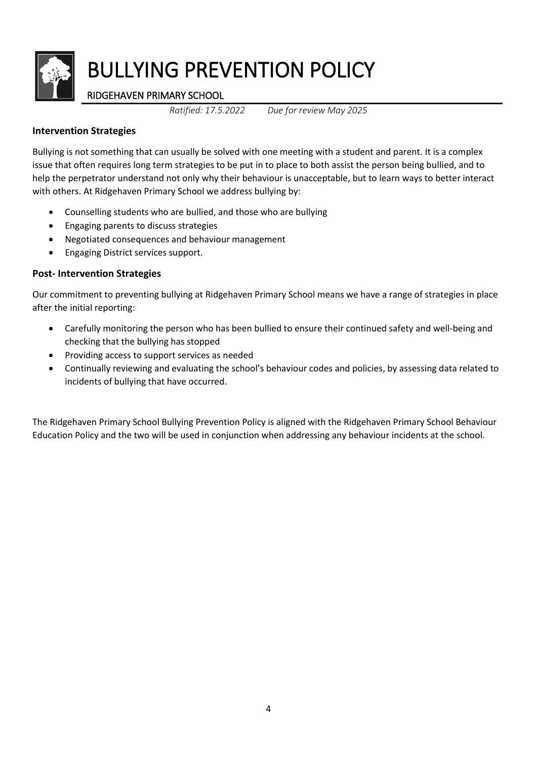### Intervention Strategies

Bullying is not something that can usually be solved with one meeting with a student and parent. It is a complex issue that often requires long term strategies to be put in to place to both assist the person being bullied, and to help the perpetrator understand not only why their behaviour is unacceptable, but to learn ways to better interact with others. At Ridgehaven Primary School we address bullying by:

- Counselling students who are bullied, and those who are bullying
- Engaging parents to discuss strategies
- Negotiated consequences and behaviour management
- Engaging District services support.

### Post- Intervention Strategies

Our commitment to preventing bullying at Ridgehaven Primary School means we have a range of strategies in place after the initial reporting:

- Carefully monitoring the person who has been bullied to ensure their continued safety and well-being and checking that the bullying has stopped
- Providing access to support services as needed
- Continually reviewing and evaluating the school's behaviour codes and policies, by assessing data related to incidents of bullying that have occurred.

The Ridgehaven Primary School Bullying Prevention Policy is aligned with the Ridgehaven Primary School Behaviour Education Policy and the two will be used in conjunction when addressing any behaviour incidents at the school.